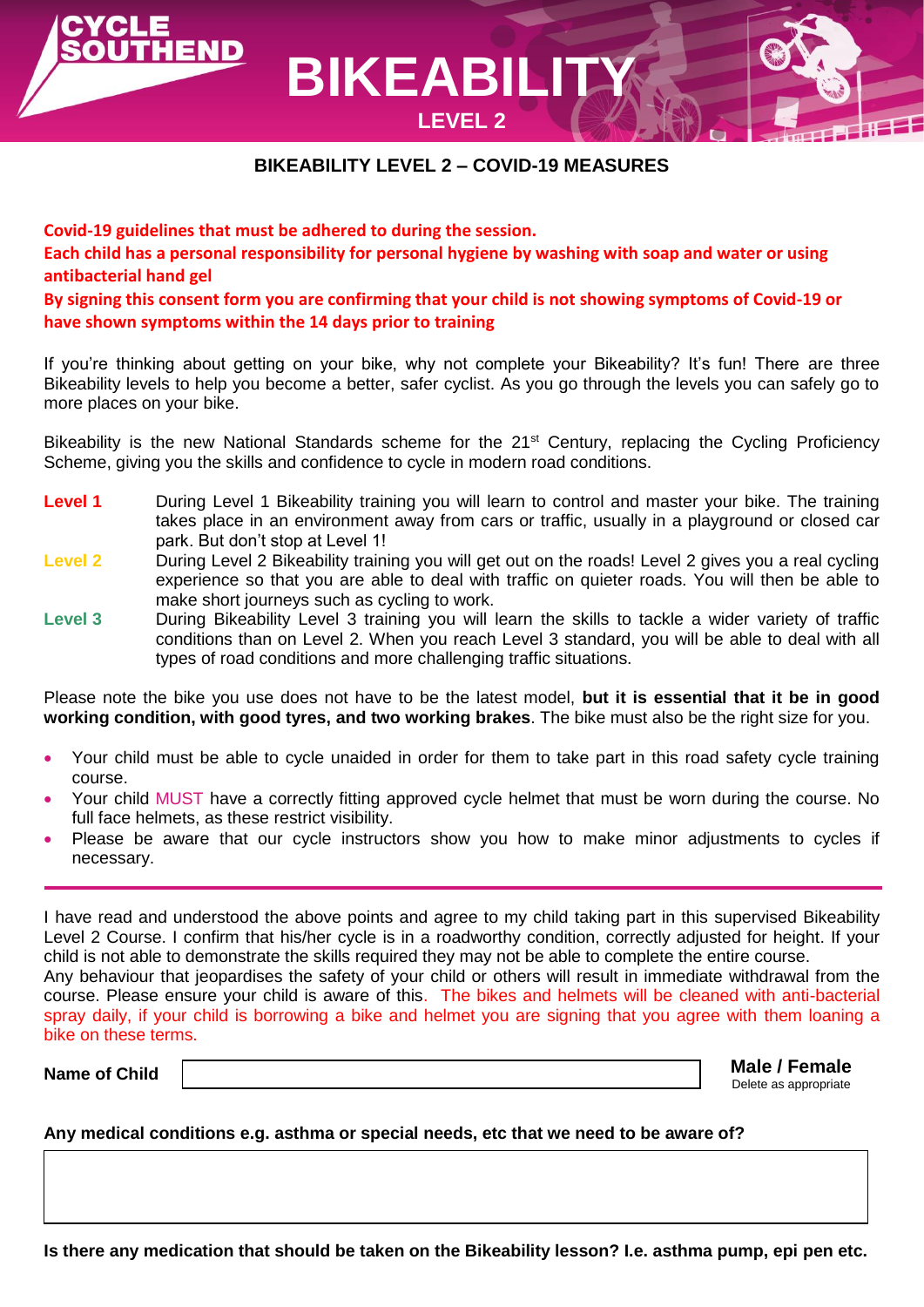# CYCLE SOUTHEND BIKEABILITY LEVEL 2

## BIKEABILITY LEVEL 2 – COVID-19 MEASURES

**Covid-19 guidelines that must be adhered to during the session.**
**Each child has a personal responsibility for personal hygiene by washing with soap and water or using antibacterial hand gel**
**By signing this consent form you are confirming that your child is not showing symptoms of Covid-19 or have shown symptoms within the 14 days prior to training**

If you're thinking about getting on your bike, why not complete your Bikeability? It's fun! There are three Bikeability levels to help you become a better, safer cyclist. As you go through the levels you can safely go to more places on your bike.

Bikeability is the new National Standards scheme for the 21st Century, replacing the Cycling Proficiency Scheme, giving you the skills and confidence to cycle in modern road conditions.

**Level 1** During Level 1 Bikeability training you will learn to control and master your bike. The training takes place in an environment away from cars or traffic, usually in a playground or closed car park. But don't stop at Level 1!

**Level 2** During Level 2 Bikeability training you will get out on the roads! Level 2 gives you a real cycling experience so that you are able to deal with traffic on quieter roads. You will then be able to make short journeys such as cycling to work.

**Level 3** During Bikeability Level 3 training you will learn the skills to tackle a wider variety of traffic conditions than on Level 2. When you reach Level 3 standard, you will be able to deal with all types of road conditions and more challenging traffic situations.

Please note the bike you use does not have to be the latest model, **but it is essential that it be in good working condition, with good tyres, and two working brakes**. The bike must also be the right size for you.

- Your child must be able to cycle unaided in order for them to take part in this road safety cycle training course.
- Your child MUST have a correctly fitting approved cycle helmet that must be worn during the course. No full face helmets, as these restrict visibility.
- Please be aware that our cycle instructors show you how to make minor adjustments to cycles if necessary.

---

I have read and understood the above points and agree to my child taking part in this supervised Bikeability Level 2 Course. I confirm that his/her cycle is in a roadworthy condition, correctly adjusted for height. If your child is not able to demonstrate the skills required they may not be able to complete the entire course.
Any behaviour that jeopardises the safety of your child or others will result in immediate withdrawal from the course. Please ensure your child is aware of this. The bikes and helmets will be cleaned with anti-bacterial spray daily, if your child is borrowing a bike and helmet you are signing that you agree with them loaning a bike on these terms.

**Name of Child** ______________________ **Male / Female**
Delete as appropriate

**Any medical conditions e.g. asthma or special needs, etc that we need to be aware of?**

______________________

**Is there any medication that should be taken on the Bikeability lesson? I.e. asthma pump, epi pen etc.**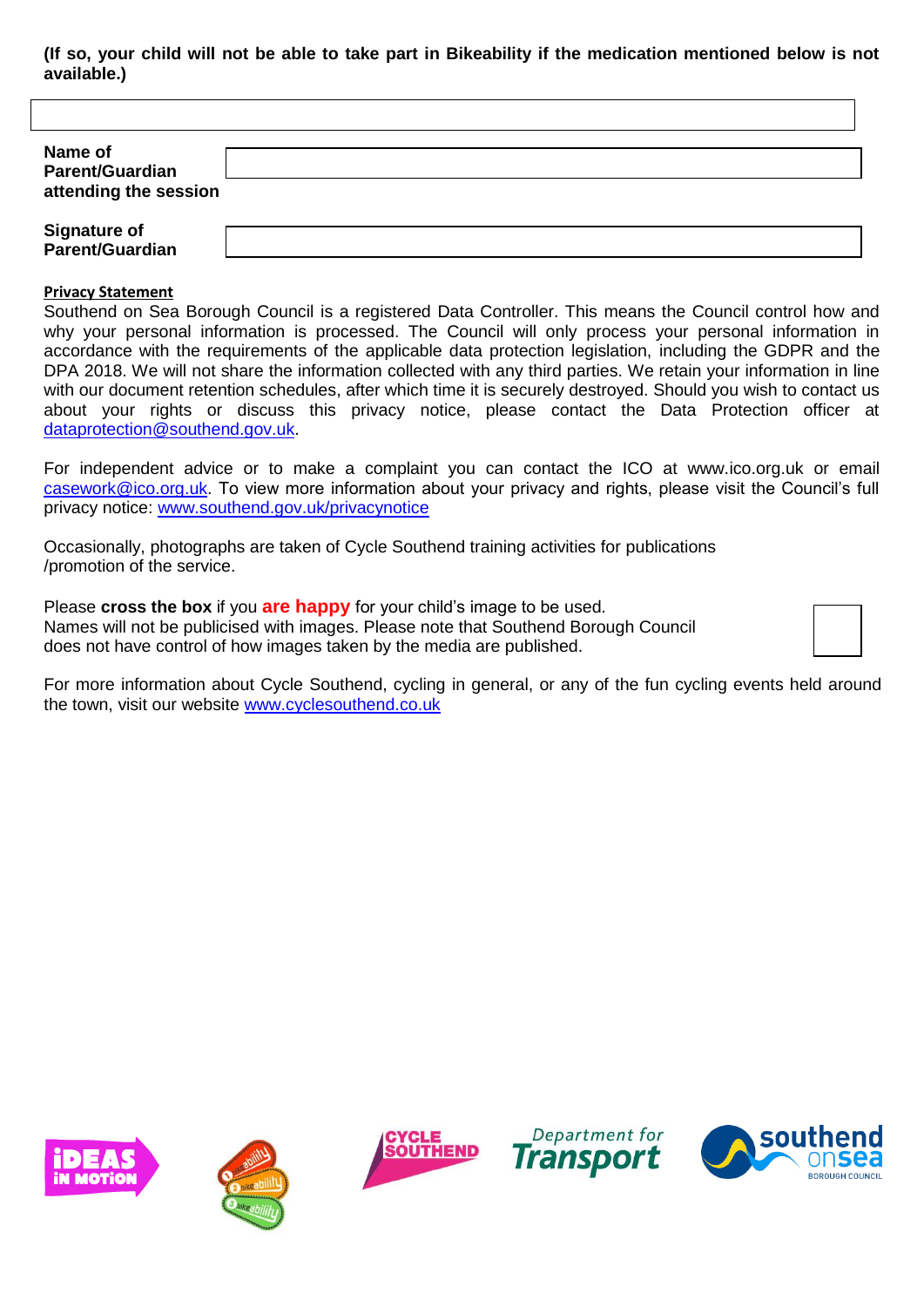**(If so, your child will not be able to take part in Bikeability if the medication mentioned below is not available.)**

| | |
|---|---|
| **Name of Parent/Guardian attending the session** | |
| **Signature of Parent/Guardian** | |

**Privacy Statement**

Southend on Sea Borough Council is a registered Data Controller. This means the Council control how and why your personal information is processed. The Council will only process your personal information in accordance with the requirements of the applicable data protection legislation, including the GDPR and the DPA 2018. We will not share the information collected with any third parties. We retain your information in line with our document retention schedules, after which time it is securely destroyed. Should you wish to contact us about your rights or discuss this privacy notice, please contact the Data Protection officer at dataprotection@southend.gov.uk.

For independent advice or to make a complaint you can contact the ICO at www.ico.org.uk or email casework@ico.org.uk. To view more information about your privacy and rights, please visit the Council's full privacy notice: www.southend.gov.uk/privacynotice

Occasionally, photographs are taken of Cycle Southend training activities for publications /promotion of the service.

Please **cross the box** if you **are happy** for your child's image to be used. Names will not be publicised with images. Please note that Southend Borough Council does not have control of how images taken by the media are published. ☐

For more information about Cycle Southend, cycling in general, or any of the fun cycling events held around the town, visit our website www.cyclesouthend.co.uk